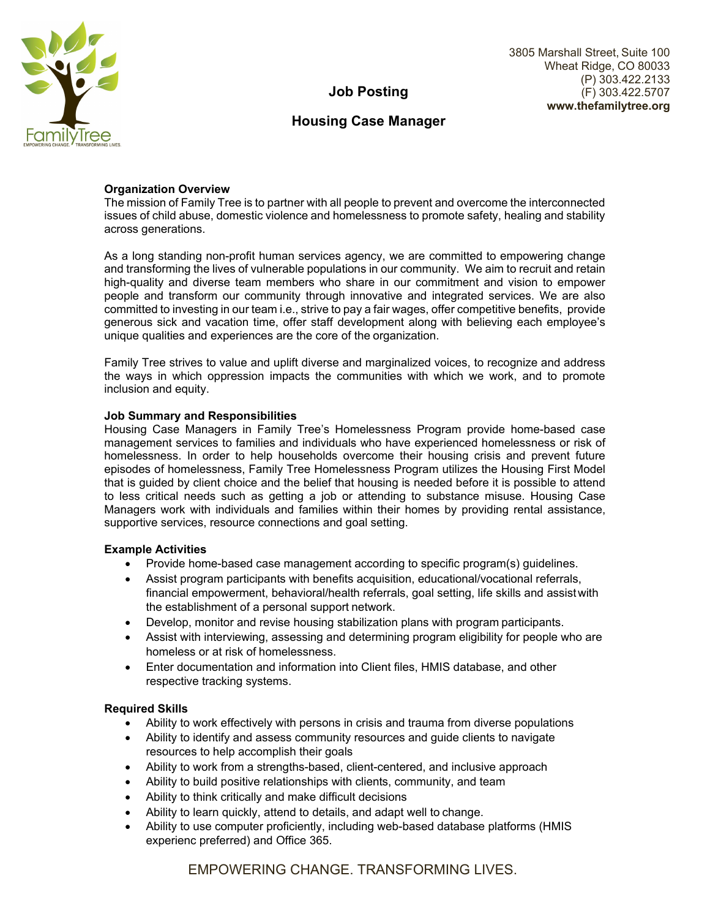3805 Marshall Street, Suite 100
Wheat Ridge, CO 80033
(P) 303.422.2133
(F) 303.422.5707
**www.thefamilytree.org**

# Job Posting

## Housing Case Manager

**Organization Overview**

The mission of Family Tree is to partner with all people to prevent and overcome the interconnected issues of child abuse, domestic violence and homelessness to promote safety, healing and stability across generations.

As a long standing non-profit human services agency, we are committed to empowering change and transforming the lives of vulnerable populations in our community. We aim to recruit and retain high-quality and diverse team members who share in our commitment and vision to empower people and transform our community through innovative and integrated services. We are also committed to investing in our team i.e., strive to pay a fair wages, offer competitive benefits, provide generous sick and vacation time, offer staff development along with believing each employee's unique qualities and experiences are the core of the organization.

Family Tree strives to value and uplift diverse and marginalized voices, to recognize and address the ways in which oppression impacts the communities with which we work, and to promote inclusion and equity.

**Job Summary and Responsibilities**

Housing Case Managers in Family Tree's Homelessness Program provide home-based case management services to families and individuals who have experienced homelessness or risk of homelessness. In order to help households overcome their housing crisis and prevent future episodes of homelessness, Family Tree Homelessness Program utilizes the Housing First Model that is guided by client choice and the belief that housing is needed before it is possible to attend to less critical needs such as getting a job or attending to substance misuse. Housing Case Managers work with individuals and families within their homes by providing rental assistance, supportive services, resource connections and goal setting.

**Example Activities**

- Provide home-based case management according to specific program(s) guidelines.
- Assist program participants with benefits acquisition, educational/vocational referrals, financial empowerment, behavioral/health referrals, goal setting, life skills and assist with the establishment of a personal support network.
- Develop, monitor and revise housing stabilization plans with program participants.
- Assist with interviewing, assessing and determining program eligibility for people who are homeless or at risk of homelessness.
- Enter documentation and information into Client files, HMIS database, and other respective tracking systems.

**Required Skills**

- Ability to work effectively with persons in crisis and trauma from diverse populations
- Ability to identify and assess community resources and guide clients to navigate resources to help accomplish their goals
- Ability to work from a strengths-based, client-centered, and inclusive approach
- Ability to build positive relationships with clients, community, and team
- Ability to think critically and make difficult decisions
- Ability to learn quickly, attend to details, and adapt well to change.
- Ability to use computer proficiently, including web-based database platforms (HMIS experienc preferred) and Office 365.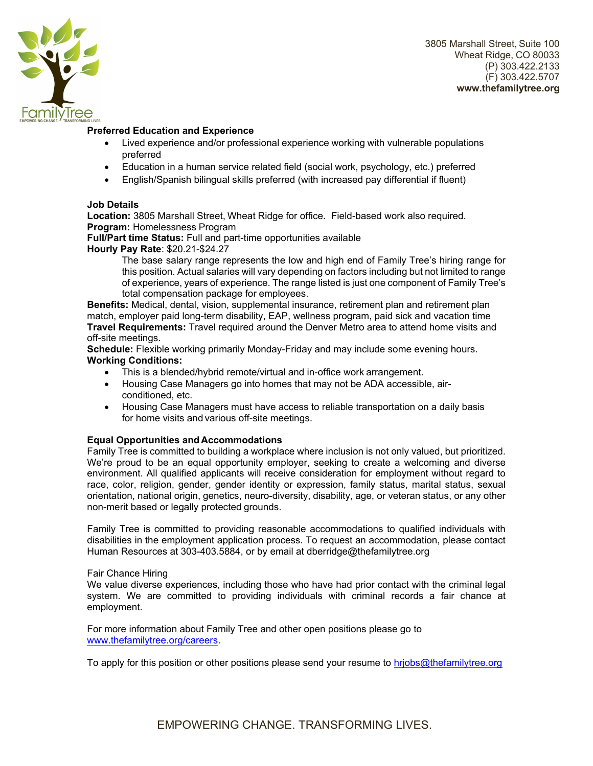### Preferred Education and Experience

- Lived experience and/or professional experience working with vulnerable populations preferred
- Education in a human service related field (social work, psychology, etc.) preferred
- English/Spanish bilingual skills preferred (with increased pay differential if fluent)

### Job Details

**Location:** 3805 Marshall Street, Wheat Ridge for office. Field-based work also required.
**Program:** Homelessness Program
**Full/Part time Status:** Full and part-time opportunities available
**Hourly Pay Rate**: $20.21-$24.27

The base salary range represents the low and high end of Family Tree's hiring range for this position. Actual salaries will vary depending on factors including but not limited to range of experience, years of experience. The range listed is just one component of Family Tree's total compensation package for employees.

**Benefits:** Medical, dental, vision, supplemental insurance, retirement plan and retirement plan match, employer paid long-term disability, EAP, wellness program, paid sick and vacation time
**Travel Requirements:** Travel required around the Denver Metro area to attend home visits and off-site meetings.
**Schedule:** Flexible working primarily Monday-Friday and may include some evening hours.
**Working Conditions:**

- This is a blended/hybrid remote/virtual and in-office work arrangement.
- Housing Case Managers go into homes that may not be ADA accessible, air-conditioned, etc.
- Housing Case Managers must have access to reliable transportation on a daily basis for home visits and various off-site meetings.

### Equal Opportunities and Accommodations

Family Tree is committed to building a workplace where inclusion is not only valued, but prioritized. We're proud to be an equal opportunity employer, seeking to create a welcoming and diverse environment. All qualified applicants will receive consideration for employment without regard to race, color, religion, gender, gender identity or expression, family status, marital status, sexual orientation, national origin, genetics, neuro-diversity, disability, age, or veteran status, or any other non-merit based or legally protected grounds.

Family Tree is committed to providing reasonable accommodations to qualified individuals with disabilities in the employment application process. To request an accommodation, please contact Human Resources at 303-403.5884, or by email at dberridge@thefamilytree.org

Fair Chance Hiring
We value diverse experiences, including those who have had prior contact with the criminal legal system. We are committed to providing individuals with criminal records a fair chance at employment.

For more information about Family Tree and other open positions please go to www.thefamilytree.org/careers.

To apply for this position or other positions please send your resume to hrjobs@thefamilytree.org